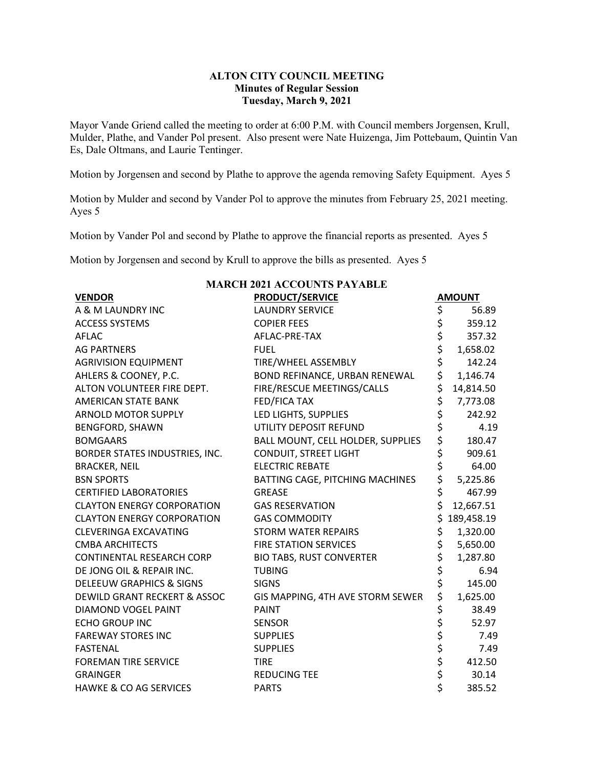# ALTON CITY COUNCIL MEETING
## Minutes of Regular Session
### Tuesday, March 9, 2021

Mayor Vande Griend called the meeting to order at 6:00 P.M. with Council members Jorgensen, Krull, Mulder, Plathe, and Vander Pol present. Also present were Nate Huizenga, Jim Pottebaum, Quintin Van Es, Dale Oltmans, and Laurie Tentinger.

Motion by Jorgensen and second by Plathe to approve the agenda removing Safety Equipment. Ayes 5

Motion by Mulder and second by Vander Pol to approve the minutes from February 25, 2021 meeting. Ayes 5

Motion by Vander Pol and second by Plathe to approve the financial reports as presented. Ayes 5

Motion by Jorgensen and second by Krull to approve the bills as presented. Ayes 5

**MARCH 2021 ACCOUNTS PAYABLE**

| VENDOR | PRODUCT/SERVICE | AMOUNT |
|---|---|---|
| A & M LAUNDRY INC | LAUNDRY SERVICE | $ 56.89 |
| ACCESS SYSTEMS | COPIER FEES | $ 359.12 |
| AFLAC | AFLAC-PRE-TAX | $ 357.32 |
| AG PARTNERS | FUEL | $ 1,658.02 |
| AGRIVISION EQUIPMENT | TIRE/WHEEL ASSEMBLY | $ 142.24 |
| AHLERS & COONEY, P.C. | BOND REFINANCE, URBAN RENEWAL | $ 1,146.74 |
| ALTON VOLUNTEER FIRE DEPT. | FIRE/RESCUE MEETINGS/CALLS | $ 14,814.50 |
| AMERICAN STATE BANK | FED/FICA TAX | $ 7,773.08 |
| ARNOLD MOTOR SUPPLY | LED LIGHTS, SUPPLIES | $ 242.92 |
| BENGFORD, SHAWN | UTILITY DEPOSIT REFUND | $ 4.19 |
| BOMGAARS | BALL MOUNT, CELL HOLDER, SUPPLIES | $ 180.47 |
| BORDER STATES INDUSTRIES, INC. | CONDUIT, STREET LIGHT | $ 909.61 |
| BRACKER, NEIL | ELECTRIC REBATE | $ 64.00 |
| BSN SPORTS | BATTING CAGE, PITCHING MACHINES | $ 5,225.86 |
| CERTIFIED LABORATORIES | GREASE | $ 467.99 |
| CLAYTON ENERGY CORPORATION | GAS RESERVATION | $ 12,667.51 |
| CLAYTON ENERGY CORPORATION | GAS COMMODITY | $ 189,458.19 |
| CLEVERINGA EXCAVATING | STORM WATER REPAIRS | $ 1,320.00 |
| CMBA ARCHITECTS | FIRE STATION SERVICES | $ 5,650.00 |
| CONTINENTAL RESEARCH CORP | BIO TABS, RUST CONVERTER | $ 1,287.80 |
| DE JONG OIL & REPAIR INC. | TUBING | $ 6.94 |
| DELEEUW GRAPHICS & SIGNS | SIGNS | $ 145.00 |
| DEWILD GRANT RECKERT & ASSOC | GIS MAPPING, 4TH AVE STORM SEWER | $ 1,625.00 |
| DIAMOND VOGEL PAINT | PAINT | $ 38.49 |
| ECHO GROUP INC | SENSOR | $ 52.97 |
| FAREWAY STORES INC | SUPPLIES | $ 7.49 |
| FASTENAL | SUPPLIES | $ 7.49 |
| FOREMAN TIRE SERVICE | TIRE | $ 412.50 |
| GRAINGER | REDUCING TEE | $ 30.14 |
| HAWKE & CO AG SERVICES | PARTS | $ 385.52 |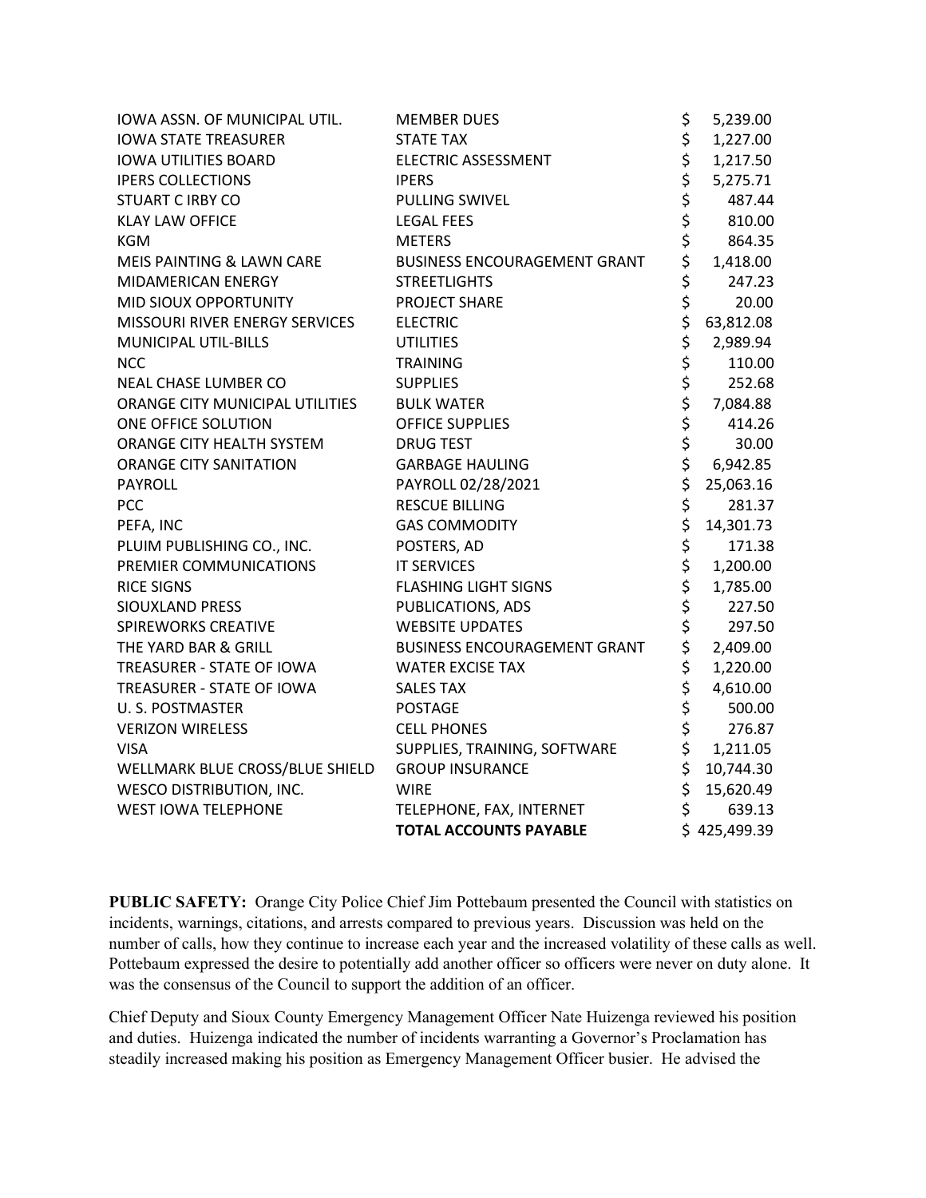| | | |
|---|---|---|
| IOWA ASSN. OF MUNICIPAL UTIL. | MEMBER DUES | $ 5,239.00 |
| IOWA STATE TREASURER | STATE TAX | $ 1,227.00 |
| IOWA UTILITIES BOARD | ELECTRIC ASSESSMENT | $ 1,217.50 |
| IPERS COLLECTIONS | IPERS | $ 5,275.71 |
| STUART C IRBY CO | PULLING SWIVEL | $ 487.44 |
| KLAY LAW OFFICE | LEGAL FEES | $ 810.00 |
| KGM | METERS | $ 864.35 |
| MEIS PAINTING & LAWN CARE | BUSINESS ENCOURAGEMENT GRANT | $ 1,418.00 |
| MIDAMERICAN ENERGY | STREETLIGHTS | $ 247.23 |
| MID SIOUX OPPORTUNITY | PROJECT SHARE | $ 20.00 |
| MISSOURI RIVER ENERGY SERVICES | ELECTRIC | $ 63,812.08 |
| MUNICIPAL UTIL-BILLS | UTILITIES | $ 2,989.94 |
| NCC | TRAINING | $ 110.00 |
| NEAL CHASE LUMBER CO | SUPPLIES | $ 252.68 |
| ORANGE CITY MUNICIPAL UTILITIES | BULK WATER | $ 7,084.88 |
| ONE OFFICE SOLUTION | OFFICE SUPPLIES | $ 414.26 |
| ORANGE CITY HEALTH SYSTEM | DRUG TEST | $ 30.00 |
| ORANGE CITY SANITATION | GARBAGE HAULING | $ 6,942.85 |
| PAYROLL | PAYROLL 02/28/2021 | $ 25,063.16 |
| PCC | RESCUE BILLING | $ 281.37 |
| PEFA, INC | GAS COMMODITY | $ 14,301.73 |
| PLUIM PUBLISHING CO., INC. | POSTERS, AD | $ 171.38 |
| PREMIER COMMUNICATIONS | IT SERVICES | $ 1,200.00 |
| RICE SIGNS | FLASHING LIGHT SIGNS | $ 1,785.00 |
| SIOUXLAND PRESS | PUBLICATIONS, ADS | $ 227.50 |
| SPIREWORKS CREATIVE | WEBSITE UPDATES | $ 297.50 |
| THE YARD BAR & GRILL | BUSINESS ENCOURAGEMENT GRANT | $ 2,409.00 |
| TREASURER - STATE OF IOWA | WATER EXCISE TAX | $ 1,220.00 |
| TREASURER - STATE OF IOWA | SALES TAX | $ 4,610.00 |
| U. S. POSTMASTER | POSTAGE | $ 500.00 |
| VERIZON WIRELESS | CELL PHONES | $ 276.87 |
| VISA | SUPPLIES, TRAINING, SOFTWARE | $ 1,211.05 |
| WELLMARK BLUE CROSS/BLUE SHIELD | GROUP INSURANCE | $ 10,744.30 |
| WESCO DISTRIBUTION, INC. | WIRE | $ 15,620.49 |
| WEST IOWA TELEPHONE | TELEPHONE, FAX, INTERNET | $ 639.13 |
| | **TOTAL ACCOUNTS PAYABLE** | $ 425,499.39 |

**PUBLIC SAFETY:** Orange City Police Chief Jim Pottebaum presented the Council with statistics on incidents, warnings, citations, and arrests compared to previous years. Discussion was held on the number of calls, how they continue to increase each year and the increased volatility of these calls as well. Pottebaum expressed the desire to potentially add another officer so officers were never on duty alone. It was the consensus of the Council to support the addition of an officer.

Chief Deputy and Sioux County Emergency Management Officer Nate Huizenga reviewed his position and duties. Huizenga indicated the number of incidents warranting a Governor's Proclamation has steadily increased making his position as Emergency Management Officer busier. He advised the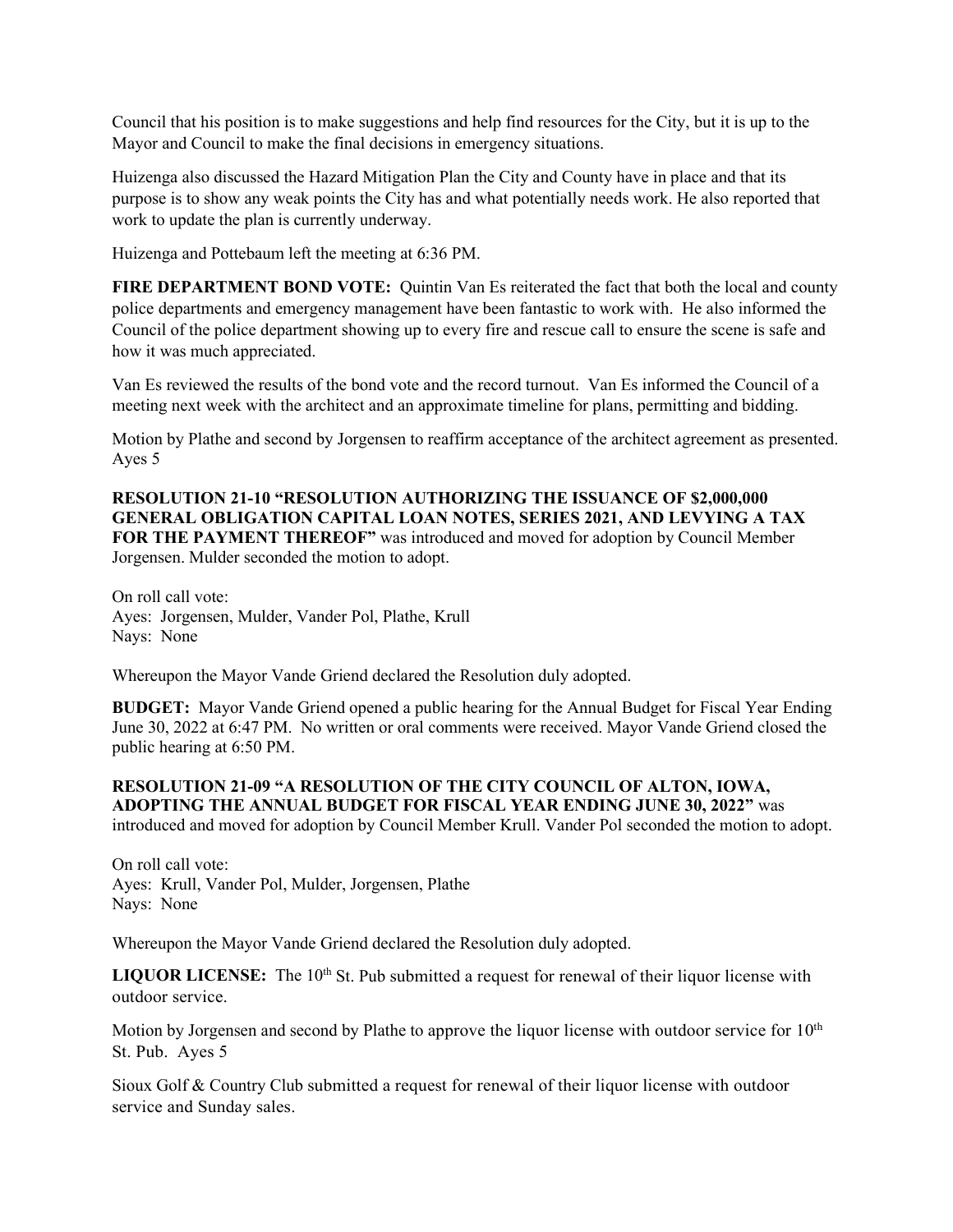Council that his position is to make suggestions and help find resources for the City, but it is up to the Mayor and Council to make the final decisions in emergency situations.

Huizenga also discussed the Hazard Mitigation Plan the City and County have in place and that its purpose is to show any weak points the City has and what potentially needs work. He also reported that work to update the plan is currently underway.

Huizenga and Pottebaum left the meeting at 6:36 PM.

**FIRE DEPARTMENT BOND VOTE:** Quintin Van Es reiterated the fact that both the local and county police departments and emergency management have been fantastic to work with. He also informed the Council of the police department showing up to every fire and rescue call to ensure the scene is safe and how it was much appreciated.

Van Es reviewed the results of the bond vote and the record turnout. Van Es informed the Council of a meeting next week with the architect and an approximate timeline for plans, permitting and bidding.

Motion by Plathe and second by Jorgensen to reaffirm acceptance of the architect agreement as presented. Ayes 5

**RESOLUTION 21-10 "RESOLUTION AUTHORIZING THE ISSUANCE OF $2,000,000 GENERAL OBLIGATION CAPITAL LOAN NOTES, SERIES 2021, AND LEVYING A TAX FOR THE PAYMENT THEREOF"** was introduced and moved for adoption by Council Member Jorgensen. Mulder seconded the motion to adopt.

On roll call vote:
Ayes: Jorgensen, Mulder, Vander Pol, Plathe, Krull
Nays: None

Whereupon the Mayor Vande Griend declared the Resolution duly adopted.

**BUDGET:** Mayor Vande Griend opened a public hearing for the Annual Budget for Fiscal Year Ending June 30, 2022 at 6:47 PM. No written or oral comments were received. Mayor Vande Griend closed the public hearing at 6:50 PM.

**RESOLUTION 21-09 "A RESOLUTION OF THE CITY COUNCIL OF ALTON, IOWA, ADOPTING THE ANNUAL BUDGET FOR FISCAL YEAR ENDING JUNE 30, 2022"** was introduced and moved for adoption by Council Member Krull. Vander Pol seconded the motion to adopt.

On roll call vote:
Ayes: Krull, Vander Pol, Mulder, Jorgensen, Plathe
Nays: None

Whereupon the Mayor Vande Griend declared the Resolution duly adopted.

**LIQUOR LICENSE:** The 10th St. Pub submitted a request for renewal of their liquor license with outdoor service.

Motion by Jorgensen and second by Plathe to approve the liquor license with outdoor service for 10th St. Pub. Ayes 5

Sioux Golf & Country Club submitted a request for renewal of their liquor license with outdoor service and Sunday sales.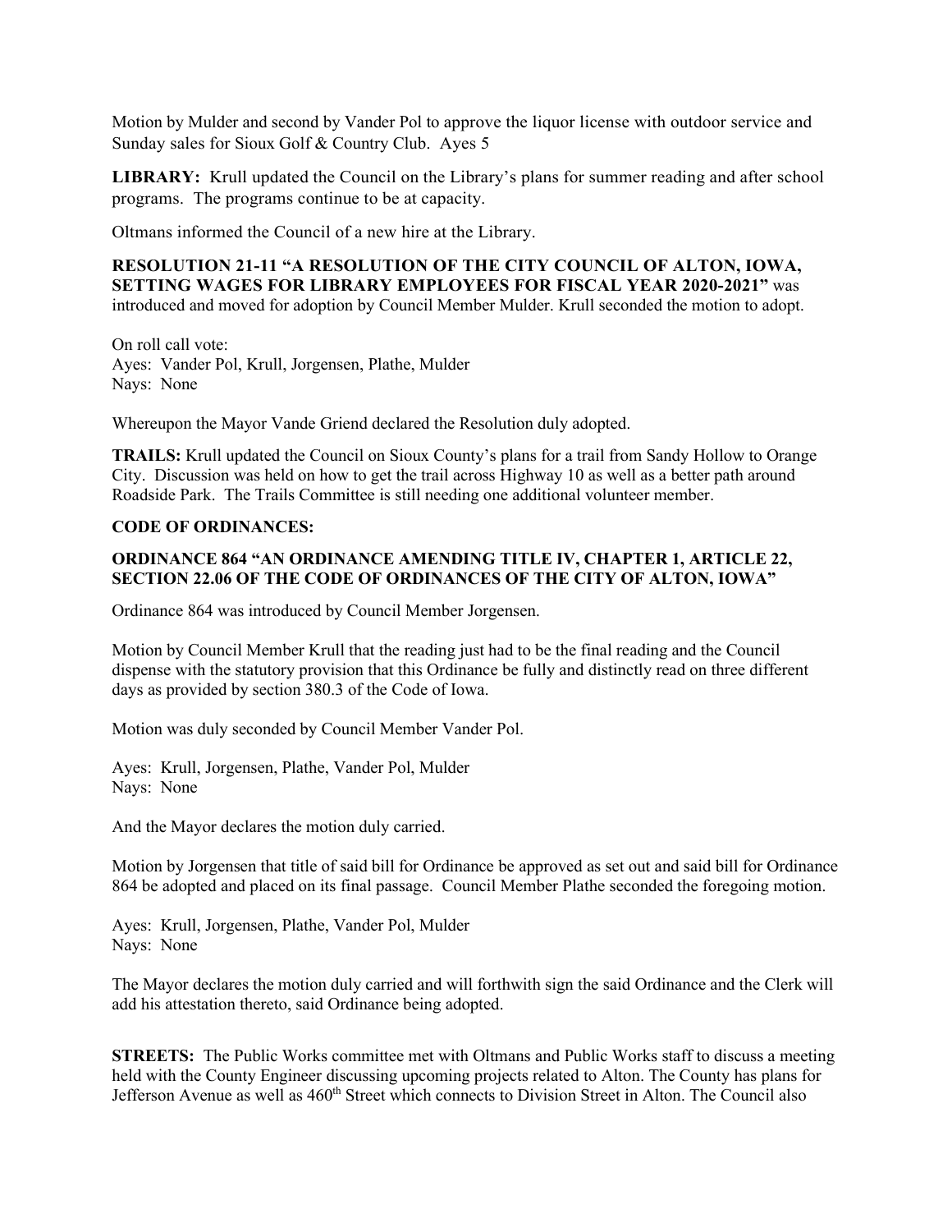Motion by Mulder and second by Vander Pol to approve the liquor license with outdoor service and Sunday sales for Sioux Golf & Country Club. Ayes 5

**LIBRARY:** Krull updated the Council on the Library's plans for summer reading and after school programs. The programs continue to be at capacity.

Oltmans informed the Council of a new hire at the Library.

**RESOLUTION 21-11 "A RESOLUTION OF THE CITY COUNCIL OF ALTON, IOWA, SETTING WAGES FOR LIBRARY EMPLOYEES FOR FISCAL YEAR 2020-2021"** was introduced and moved for adoption by Council Member Mulder. Krull seconded the motion to adopt.

On roll call vote:
Ayes: Vander Pol, Krull, Jorgensen, Plathe, Mulder
Nays: None

Whereupon the Mayor Vande Griend declared the Resolution duly adopted.

**TRAILS:** Krull updated the Council on Sioux County's plans for a trail from Sandy Hollow to Orange City. Discussion was held on how to get the trail across Highway 10 as well as a better path around Roadside Park. The Trails Committee is still needing one additional volunteer member.

**CODE OF ORDINANCES:**

**ORDINANCE 864 "AN ORDINANCE AMENDING TITLE IV, CHAPTER 1, ARTICLE 22, SECTION 22.06 OF THE CODE OF ORDINANCES OF THE CITY OF ALTON, IOWA"**

Ordinance 864 was introduced by Council Member Jorgensen.

Motion by Council Member Krull that the reading just had to be the final reading and the Council dispense with the statutory provision that this Ordinance be fully and distinctly read on three different days as provided by section 380.3 of the Code of Iowa.

Motion was duly seconded by Council Member Vander Pol.

Ayes: Krull, Jorgensen, Plathe, Vander Pol, Mulder
Nays: None

And the Mayor declares the motion duly carried.

Motion by Jorgensen that title of said bill for Ordinance be approved as set out and said bill for Ordinance 864 be adopted and placed on its final passage. Council Member Plathe seconded the foregoing motion.

Ayes: Krull, Jorgensen, Plathe, Vander Pol, Mulder
Nays: None

The Mayor declares the motion duly carried and will forthwith sign the said Ordinance and the Clerk will add his attestation thereto, said Ordinance being adopted.

**STREETS:** The Public Works committee met with Oltmans and Public Works staff to discuss a meeting held with the County Engineer discussing upcoming projects related to Alton. The County has plans for Jefferson Avenue as well as 460th Street which connects to Division Street in Alton. The Council also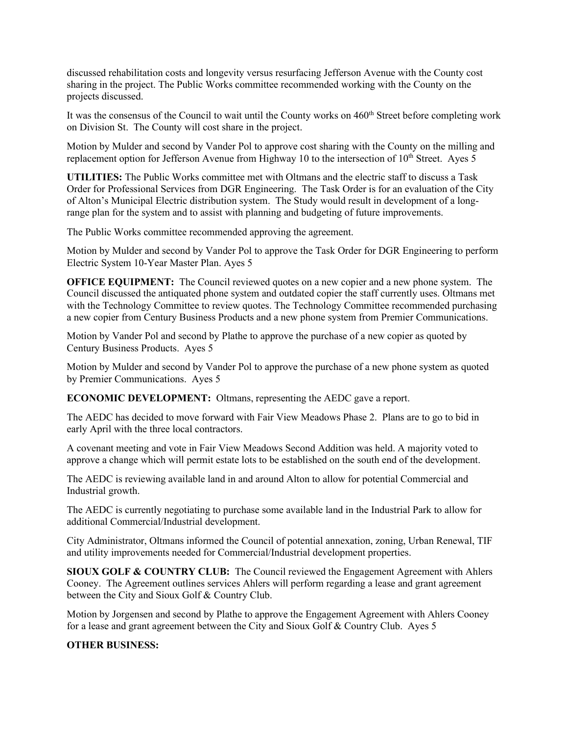discussed rehabilitation costs and longevity versus resurfacing Jefferson Avenue with the County cost sharing in the project. The Public Works committee recommended working with the County on the projects discussed.

It was the consensus of the Council to wait until the County works on 460th Street before completing work on Division St. The County will cost share in the project.

Motion by Mulder and second by Vander Pol to approve cost sharing with the County on the milling and replacement option for Jefferson Avenue from Highway 10 to the intersection of 10th Street. Ayes 5

**UTILITIES:** The Public Works committee met with Oltmans and the electric staff to discuss a Task Order for Professional Services from DGR Engineering. The Task Order is for an evaluation of the City of Alton's Municipal Electric distribution system. The Study would result in development of a long-range plan for the system and to assist with planning and budgeting of future improvements.

The Public Works committee recommended approving the agreement.

Motion by Mulder and second by Vander Pol to approve the Task Order for DGR Engineering to perform Electric System 10-Year Master Plan. Ayes 5

**OFFICE EQUIPMENT:** The Council reviewed quotes on a new copier and a new phone system. The Council discussed the antiquated phone system and outdated copier the staff currently uses. Oltmans met with the Technology Committee to review quotes. The Technology Committee recommended purchasing a new copier from Century Business Products and a new phone system from Premier Communications.

Motion by Vander Pol and second by Plathe to approve the purchase of a new copier as quoted by Century Business Products. Ayes 5

Motion by Mulder and second by Vander Pol to approve the purchase of a new phone system as quoted by Premier Communications. Ayes 5

**ECONOMIC DEVELOPMENT:** Oltmans, representing the AEDC gave a report.

The AEDC has decided to move forward with Fair View Meadows Phase 2. Plans are to go to bid in early April with the three local contractors.

A covenant meeting and vote in Fair View Meadows Second Addition was held. A majority voted to approve a change which will permit estate lots to be established on the south end of the development.

The AEDC is reviewing available land in and around Alton to allow for potential Commercial and Industrial growth.

The AEDC is currently negotiating to purchase some available land in the Industrial Park to allow for additional Commercial/Industrial development.

City Administrator, Oltmans informed the Council of potential annexation, zoning, Urban Renewal, TIF and utility improvements needed for Commercial/Industrial development properties.

**SIOUX GOLF & COUNTRY CLUB:** The Council reviewed the Engagement Agreement with Ahlers Cooney. The Agreement outlines services Ahlers will perform regarding a lease and grant agreement between the City and Sioux Golf & Country Club.

Motion by Jorgensen and second by Plathe to approve the Engagement Agreement with Ahlers Cooney for a lease and grant agreement between the City and Sioux Golf & Country Club. Ayes 5

**OTHER BUSINESS:**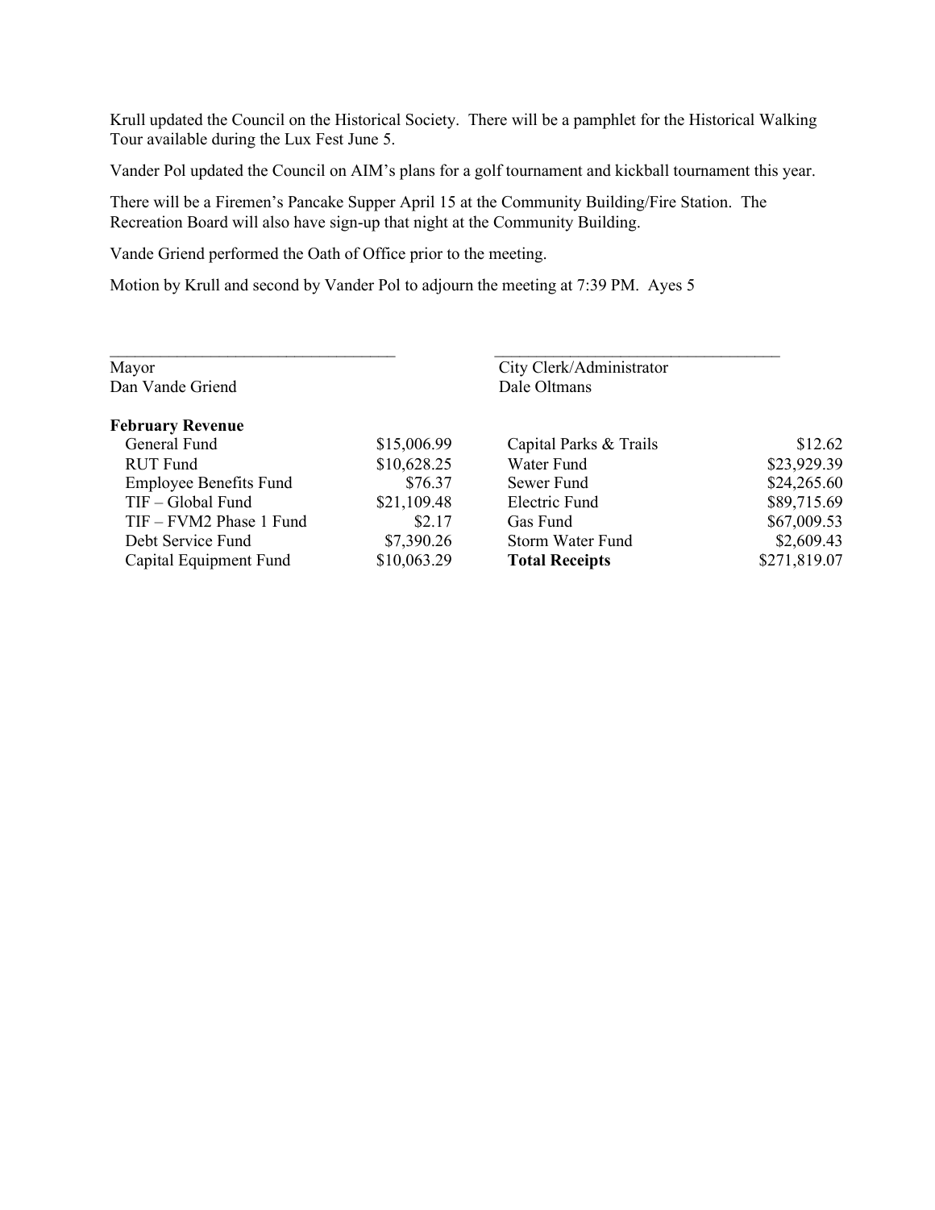Krull updated the Council on the Historical Society. There will be a pamphlet for the Historical Walking Tour available during the Lux Fest June 5.

Vander Pol updated the Council on AIM's plans for a golf tournament and kickball tournament this year.

There will be a Firemen's Pancake Supper April 15 at the Community Building/Fire Station. The Recreation Board will also have sign-up that night at the Community Building.

Vande Griend performed the Oath of Office prior to the meeting.

Motion by Krull and second by Vander Pol to adjourn the meeting at 7:39 PM. Ayes 5

\_\_\_\_\_\_\_\_\_\_\_\_\_\_\_\_\_\_\_\_\_\_\_\_\_\_\_\_\_\_\_\_\_\_\_
Mayor
Dan Vande Griend

\_\_\_\_\_\_\_\_\_\_\_\_\_\_\_\_\_\_\_\_\_\_\_\_\_\_\_\_\_\_\_\_\_\_\_
City Clerk/Administrator
Dale Oltmans

**February Revenue**

| | | | |
|---|---|---|---|
| General Fund | $15,006.99 | Capital Parks & Trails | $12.62 |
| RUT Fund | $10,628.25 | Water Fund | $23,929.39 |
| Employee Benefits Fund | $76.37 | Sewer Fund | $24,265.60 |
| TIF – Global Fund | $21,109.48 | Electric Fund | $89,715.69 |
| TIF – FVM2 Phase 1 Fund | $2.17 | Gas Fund | $67,009.53 |
| Debt Service Fund | $7,390.26 | Storm Water Fund | $2,609.43 |
| Capital Equipment Fund | $10,063.29 | **Total Receipts** | $271,819.07 |